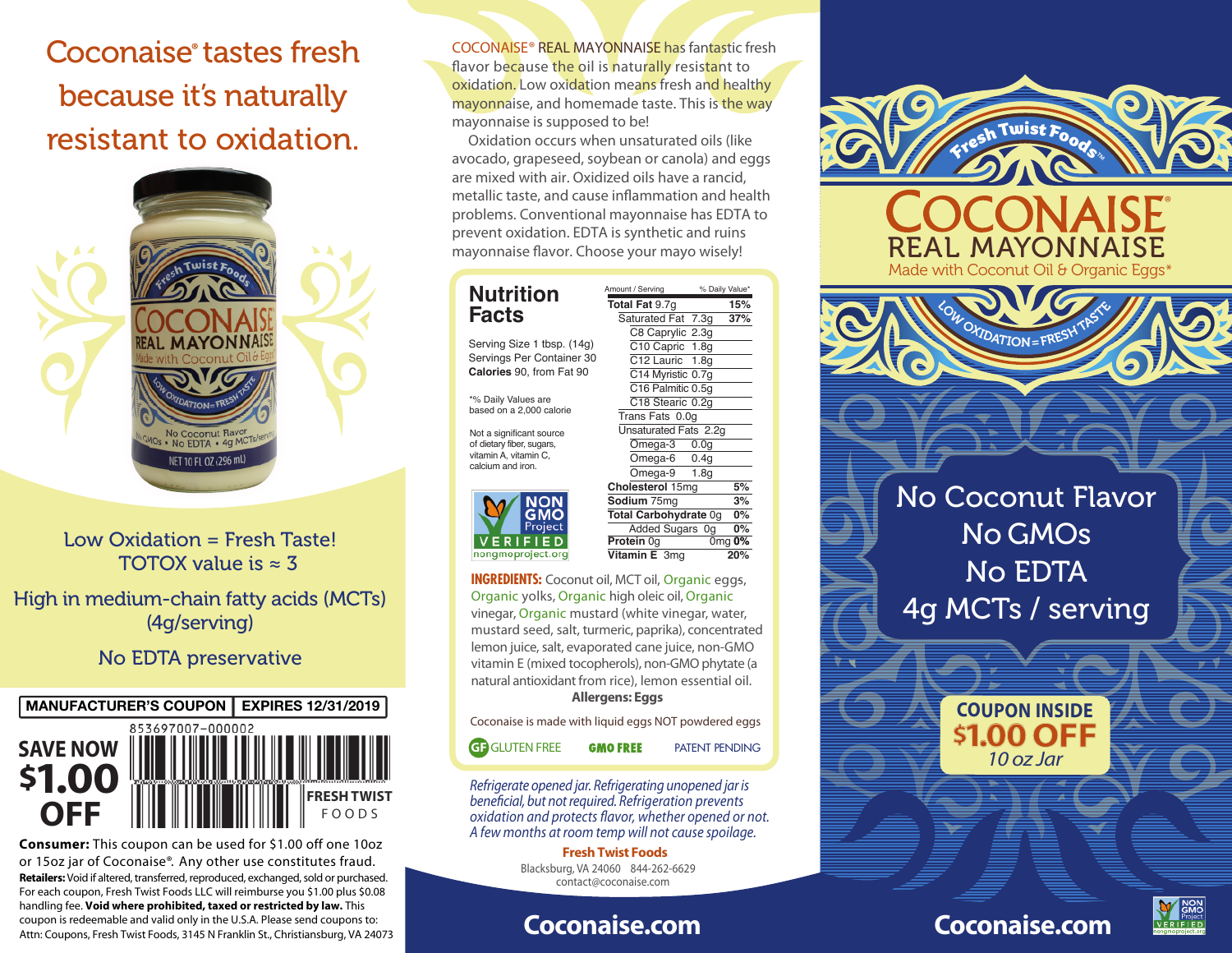# Coconaise® tastes fresh because it's naturally resistant to oxidation.

Low Oxidation = Fresh Taste!
TOTOX value is ≈ 3

High in medium-chain fatty acids (MCTs) (4g/serving)

No EDTA preservative

**MANUFACTURER'S COUPON** | **EXPIRES 12/31/2019**

853697007-000002

**SAVE NOW $1.00 OFF**

FRESH TWIST FOODS

**Consumer:** This coupon can be used for $1.00 off one 10oz or 15oz jar of Coconaise®. Any other use constitutes fraud.
**Retailers:** Void if altered, transferred, reproduced, exchanged, sold or purchased. For each coupon, Fresh Twist Foods LLC will reimburse you $1.00 plus $0.08 handling fee. **Void where prohibited, taxed or restricted by law.** This coupon is redeemable and valid only in the U.S.A. Please send coupons to: Attn: Coupons, Fresh Twist Foods, 3145 N Franklin St., Christiansburg, VA 24073

COCONAISE® REAL MAYONNAISE has fantastic fresh flavor because the oil is naturally resistant to oxidation. Low oxidation means fresh and healthy mayonnaise, and homemade taste. This is the way mayonnaise is supposed to be!

Oxidation occurs when unsaturated oils (like avocado, grapeseed, soybean or canola) and eggs are mixed with air. Oxidized oils have a rancid, metallic taste, and cause inflammation and health problems. Conventional mayonnaise has EDTA to prevent oxidation. EDTA is synthetic and ruins mayonnaise flavor. Choose your mayo wisely!

## Nutrition Facts

Serving Size 1 tbsp. (14g)
Servings Per Container 30
**Calories** 90, from Fat 90

*% Daily Values are based on a 2,000 calorie

Not a significant source of dietary fiber, sugars, vitamin A, vitamin C, calcium and iron.

| Amount / Serving | % Daily Value* |
|---|---|
| **Total Fat** 9.7g | **15%** |
| Saturated Fat 7.3g | **37%** |
| C8 Caprylic 2.3g | |
| C10 Capric 1.8g | |
| C12 Lauric 1.8g | |
| C14 Myristic 0.7g | |
| C16 Palmitic 0.5g | |
| C18 Stearic 0.2g | |
| Trans Fats 0.0g | |
| Unsaturated Fats 2.2g | |
| Omega-3 0.0g | |
| Omega-6 0.4g | |
| Omega-9 1.8g | |
| **Cholesterol** 15mg | **5%** |
| **Sodium** 75mg | **3%** |
| **Total Carbohydrate** 0g | **0%** |
| Added Sugars 0g | **0%** |
| **Protein** 0g 0mg | **0%** |
| **Vitamin E** 3mg | **20%** |

NON GMO Project VERIFIED nongmoproject.org

**INGREDIENTS:** Coconut oil, MCT oil, Organic eggs, Organic yolks, Organic high oleic oil, Organic vinegar, Organic mustard (white vinegar, water, mustard seed, salt, turmeric, paprika), concentrated lemon juice, salt, evaporated cane juice, non-GMO vitamin E (mixed tocopherols), non-GMO phytate (a natural antioxidant from rice), lemon essential oil.

**Allergens: Eggs**

Coconaise is made with liquid eggs NOT powdered eggs

GF GLUTEN FREE | GMO FREE | PATENT PENDING

*Refrigerate opened jar. Refrigerating unopened jar is beneficial, but not required. Refrigeration prevents oxidation and protects flavor, whether opened or not. A few months at room temp will not cause spoilage.*

**Fresh Twist Foods**
Blacksburg, VA 24060 844-262-6629
contact@coconaise.com

**Coconaise.com**

Fresh Twist Foods™

# COCONAISE®
## REAL MAYONNAISE
Made with Coconut Oil & Organic Eggs*

LOW OXIDATION = FRESH TASTE

No Coconut Flavor
No GMOs
No EDTA
4g MCTs / serving

**COUPON INSIDE**
**$1.00 OFF**
*10 oz Jar*

**Coconaise.com**

NON GMO Project VERIFIED nongmoproject.org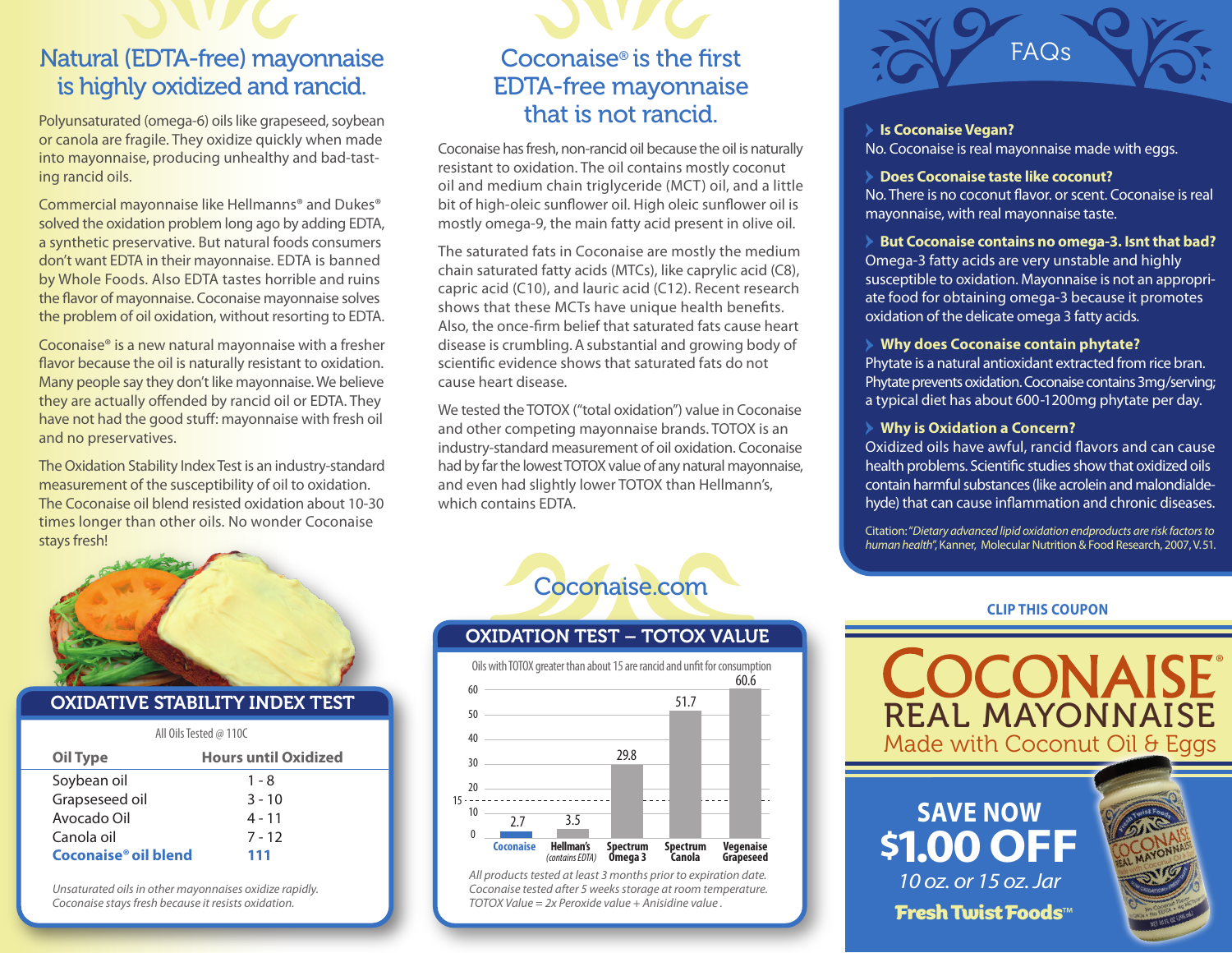## Natural (EDTA-free) mayonnaise is highly oxidized and rancid.

Polyunsaturated (omega-6) oils like grapeseed, soybean or canola are fragile. They oxidize quickly when made into mayonnaise, producing unhealthy and bad-tasting rancid oils.

Commercial mayonnaise like Hellmanns® and Dukes® solved the oxidation problem long ago by adding EDTA, a synthetic preservative. But natural foods consumers don't want EDTA in their mayonnaise. EDTA is banned by Whole Foods. Also EDTA tastes horrible and ruins the flavor of mayonnaise. Coconaise mayonnaise solves the problem of oil oxidation, without resorting to EDTA.

Coconaise® is a new natural mayonnaise with a fresher flavor because the oil is naturally resistant to oxidation. Many people say they don't like mayonnaise. We believe they are actually offended by rancid oil or EDTA. They have not had the good stuff: mayonnaise with fresh oil and no preservatives.

The Oxidation Stability Index Test is an industry-standard measurement of the susceptibility of oil to oxidation. The Coconaise oil blend resisted oxidation about 10-30 times longer than other oils. No wonder Coconaise stays fresh!

### OXIDATIVE STABILITY INDEX TEST

All Oils Tested @ 110C

| Oil Type | Hours until Oxidized |
|---|---|
| Soybean oil | 1 - 8 |
| Grapeseed oil | 3 - 10 |
| Avocado Oil | 4 - 11 |
| Canola oil | 7 - 12 |
| **Coconaise® oil blend** | **111** |

*Unsaturated oils in other mayonnaises oxidize rapidly. Coconaise stays fresh because it resists oxidation.*

## Coconaise® is the first EDTA-free mayonnaise that is not rancid.

Coconaise has fresh, non-rancid oil because the oil is naturally resistant to oxidation. The oil contains mostly coconut oil and medium chain triglyceride (MCT) oil, and a little bit of high-oleic sunflower oil. High oleic sunflower oil is mostly omega-9, the main fatty acid present in olive oil.

The saturated fats in Coconaise are mostly the medium chain saturated fatty acids (MTCs), like caprylic acid (C8), capric acid (C10), and lauric acid (C12). Recent research shows that these MCTs have unique health benefits. Also, the once-firm belief that saturated fats cause heart disease is crumbling. A substantial and growing body of scientific evidence shows that saturated fats do not cause heart disease.

We tested the TOTOX ("total oxidation") value in Coconaise and other competing mayonnaise brands. TOTOX is an industry-standard measurement of oil oxidation. Coconaise had by far the lowest TOTOX value of any natural mayonnaise, and even had slightly lower TOTOX than Hellmann's, which contains EDTA.

Coconaise.com

### OXIDATION TEST – TOTOX VALUE

Oils with TOTOX greater than about 15 are rancid and unfit for consumption

60, 50, 40, 30, 20, 15, 10, 0

2.7 Coconaise

3.5 Hellman's (contains EDTA)

29.8 Spectrum Omega 3

51.7 Spectrum Canola

60.6 Vegenaise Grapeseed

*All products tested at least 3 months prior to expiration date. Coconaise tested after 5 weeks storage at room temperature. TOTOX Value = 2x Peroxide value + Anisidine value .*

## FAQs

**Is Coconaise Vegan?**
No. Coconaise is real mayonnaise made with eggs.

**Does Coconaise taste like coconut?**
No. There is no coconut flavor. or scent. Coconaise is real mayonnaise, with real mayonnaise taste.

**But Coconaise contains no omega-3. Isnt that bad?**
Omega-3 fatty acids are very unstable and highly susceptible to oxidation. Mayonnaise is not an appropriate food for obtaining omega-3 because it promotes oxidation of the delicate omega 3 fatty acids.

**Why does Coconaise contain phytate?**
Phytate is a natural antioxidant extracted from rice bran. Phytate prevents oxidation. Coconaise contains 3mg/serving; a typical diet has about 600-1200mg phytate per day.

**Why is Oxidation a Concern?**
Oxidized oils have awful, rancid flavors and can cause health problems. Scientific studies show that oxidized oils contain harmful substances (like acrolein and malondialdehyde) that can cause inflammation and chronic diseases.

Citation: "*Dietary advanced lipid oxidation endproducts are risk factors to human health*", Kanner, Molecular Nutrition & Food Research, 2007, V. 51.

**CLIP THIS COUPON**

COCONAISE®
REAL MAYONNAISE
Made with Coconut Oil & Eggs

**SAVE NOW**
**$1.00 OFF**
*10 oz. or 15 oz. Jar*
**Fresh Twist Foods™**